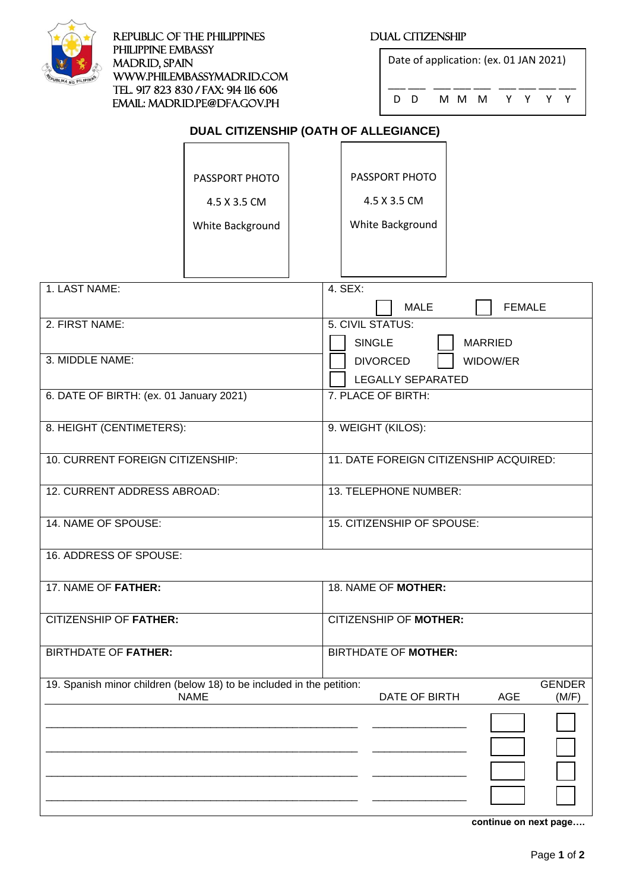REPUBLIC OF THE PHILIPPINES
PHILIPPINE EMBASSY
MADRID, SPAIN
WWW.PHILEMBASSYMADRID.COM
TEL. 917 823 830 / FAX: 914 116 606
EMAIL: MADRID.PE@DFA.GOV.PH

DUAL CITIZENSHIP

Date of application: (ex. 01 JAN 2021)

__ __ __ __ __ __ __ __ __
D D M M M Y Y Y Y

## DUAL CITIZENSHIP (OATH OF ALLEGIANCE)

| PASSPORT PHOTO 4.5 X 3.5 CM White Background | PASSPORT PHOTO 4.5 X 3.5 CM White Background |
|---|---|

| | |
|---|---|
| 1. LAST NAME: | 4. SEX: ☐ MALE ☐ FEMALE |
| 2. FIRST NAME: | 5. CIVIL STATUS: ☐ SINGLE ☐ MARRIED |
| 3. MIDDLE NAME: | ☐ DIVORCED ☐ WIDOW/ER ☐ LEGALLY SEPARATED |
| 6. DATE OF BIRTH: (ex. 01 January 2021) | 7. PLACE OF BIRTH: |
| 8. HEIGHT (CENTIMETERS): | 9. WEIGHT (KILOS): |
| 10. CURRENT FOREIGN CITIZENSHIP: | 11. DATE FOREIGN CITIZENSHIP ACQUIRED: |
| 12. CURRENT ADDRESS ABROAD: | 13. TELEPHONE NUMBER: |
| 14. NAME OF SPOUSE: | 15. CITIZENSHIP OF SPOUSE: |
| 16. ADDRESS OF SPOUSE: | |
| 17. NAME OF **FATHER:** | 18. NAME OF **MOTHER:** |
| CITIZENSHIP OF **FATHER:** | CITIZENSHIP OF **MOTHER:** |
| BIRTHDATE OF **FATHER:** | BIRTHDATE OF **MOTHER:** |

19. Spanish minor children (below 18) to be included in the petition:

| NAME | DATE OF BIRTH | AGE | GENDER (M/F) |
|---|---|---|---|
| | | | |
| | | | |
| | | | |
| | | | |

**continue on next page….**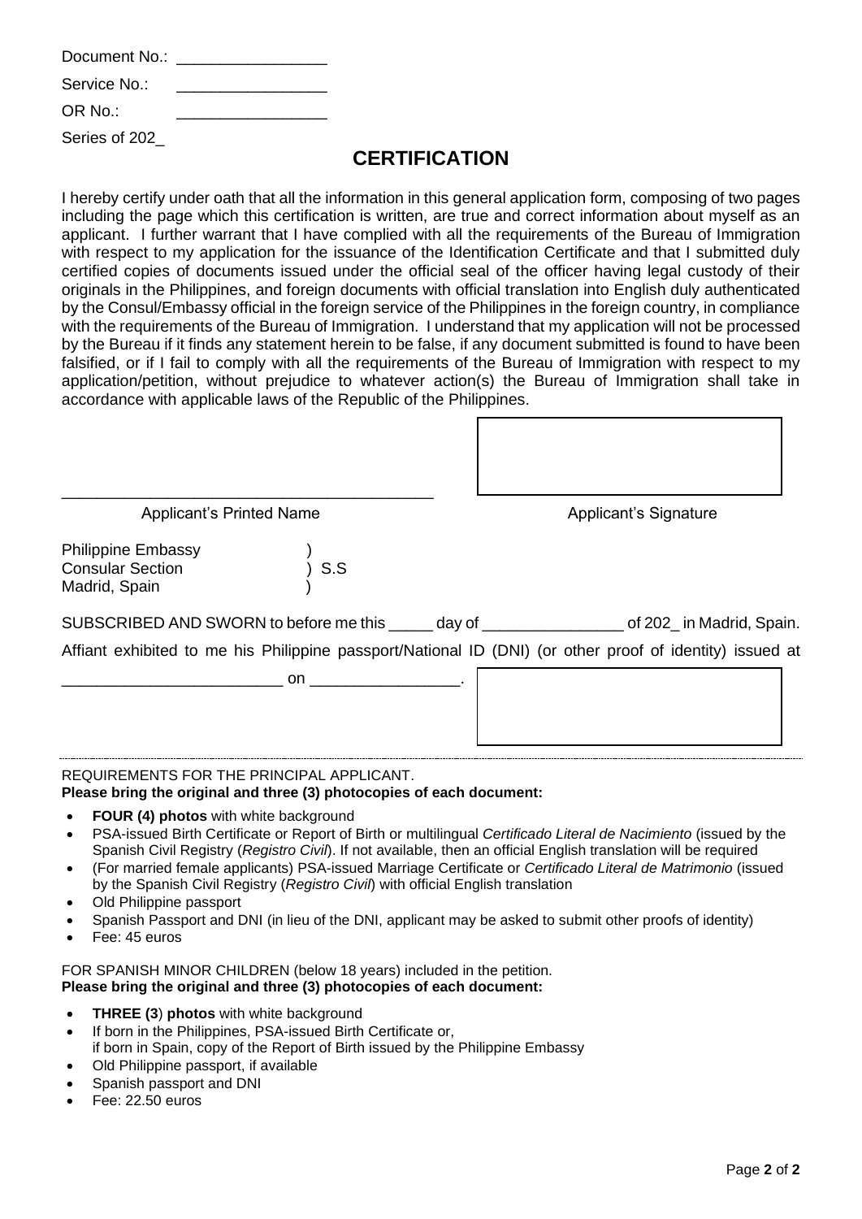Document No.: _________________

Service No.: _________________

OR No.: _________________

Series of 202_

# CERTIFICATION

I hereby certify under oath that all the information in this general application form, composing of two pages including the page which this certification is written, are true and correct information about myself as an applicant. I further warrant that I have complied with all the requirements of the Bureau of Immigration with respect to my application for the issuance of the Identification Certificate and that I submitted duly certified copies of documents issued under the official seal of the officer having legal custody of their originals in the Philippines, and foreign documents with official translation into English duly authenticated by the Consul/Embassy official in the foreign service of the Philippines in the foreign country, in compliance with the requirements of the Bureau of Immigration. I understand that my application will not be processed by the Bureau if it finds any statement herein to be false, if any document submitted is found to have been falsified, or if I fail to comply with all the requirements of the Bureau of Immigration with respect to my application/petition, without prejudice to whatever action(s) the Bureau of Immigration shall take in accordance with applicable laws of the Republic of the Philippines.

___________________________________________

Applicant's Printed Name

Applicant's Signature

Philippine Embassy )
Consular Section ) S.S
Madrid, Spain )

SUBSCRIBED AND SWORN to before me this _____ day of ________________ of 202_ in Madrid, Spain.

Affiant exhibited to me his Philippine passport/National ID (DNI) (or other proof of identity) issued at _________________________ on _________________.

REQUIREMENTS FOR THE PRINCIPAL APPLICANT.
**Please bring the original and three (3) photocopies of each document:**

- **FOUR (4) photos** with white background
- PSA-issued Birth Certificate or Report of Birth or multilingual *Certificado Literal de Nacimiento* (issued by the Spanish Civil Registry (*Registro Civil*). If not available, then an official English translation will be required
- (For married female applicants) PSA-issued Marriage Certificate or *Certificado Literal de Matrimonio* (issued by the Spanish Civil Registry (*Registro Civil*) with official English translation
- Old Philippine passport
- Spanish Passport and DNI (in lieu of the DNI, applicant may be asked to submit other proofs of identity)
- Fee: 45 euros

FOR SPANISH MINOR CHILDREN (below 18 years) included in the petition.
**Please bring the original and three (3) photocopies of each document:**

- **THREE (3**) **photos** with white background
- If born in the Philippines, PSA-issued Birth Certificate or,
  if born in Spain, copy of the Report of Birth issued by the Philippine Embassy
- Old Philippine passport, if available
- Spanish passport and DNI
- Fee: 22.50 euros